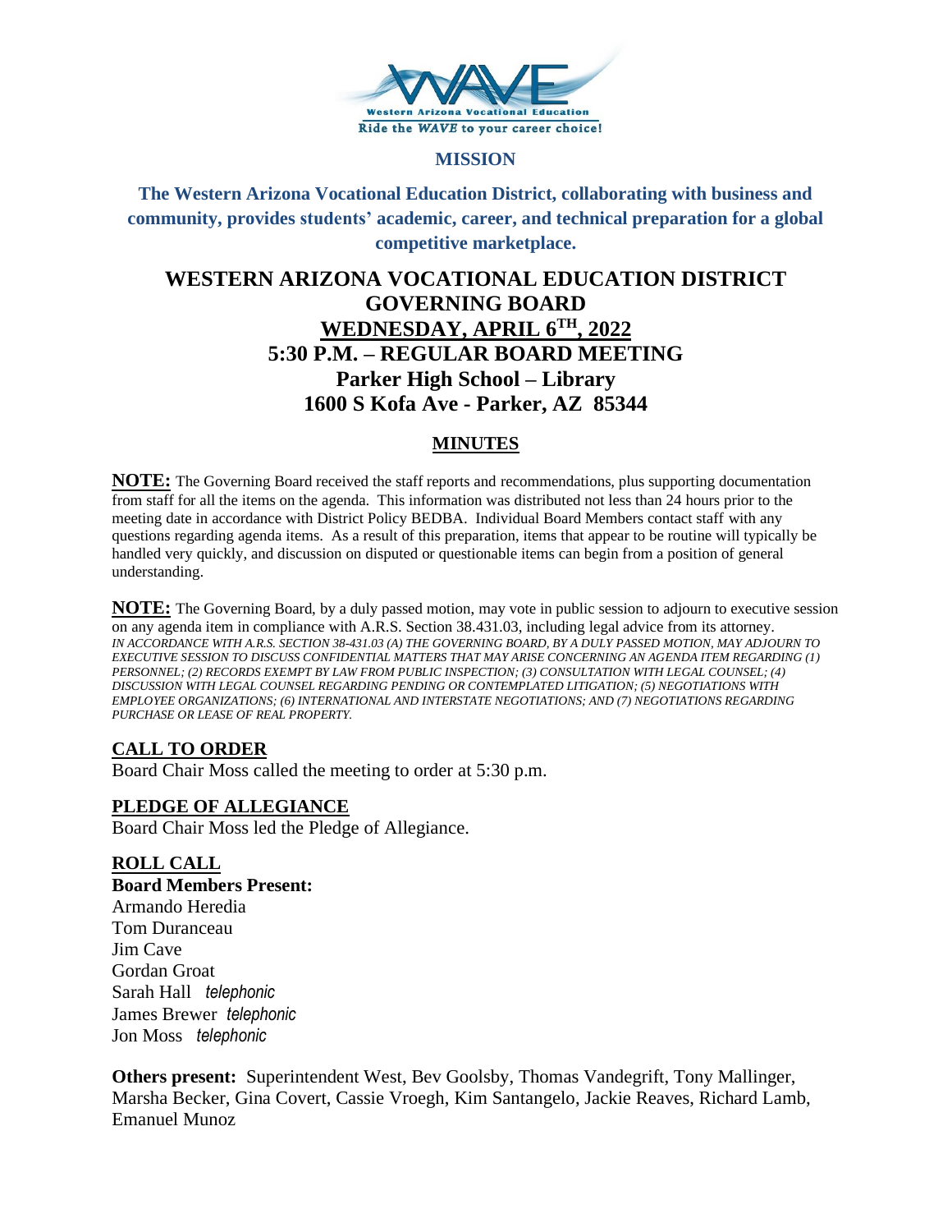Western Arizona Vocational Education
Ride the *WAVE* to your career choice!

## MISSION

**The Western Arizona Vocational Education District, collaborating with business and community, provides students' academic, career, and technical preparation for a global competitive marketplace.**

# WESTERN ARIZONA VOCATIONAL EDUCATION DISTRICT GOVERNING BOARD

## WEDNESDAY, APRIL 6TH, 2022
## 5:30 P.M. – REGULAR BOARD MEETING
## Parker High School – Library
## 1600 S Kofa Ave - Parker, AZ 85344

## MINUTES

**NOTE:** The Governing Board received the staff reports and recommendations, plus supporting documentation from staff for all the items on the agenda. This information was distributed not less than 24 hours prior to the meeting date in accordance with District Policy BEDBA. Individual Board Members contact staff with any questions regarding agenda items. As a result of this preparation, items that appear to be routine will typically be handled very quickly, and discussion on disputed or questionable items can begin from a position of general understanding.

**NOTE:** The Governing Board, by a duly passed motion, may vote in public session to adjourn to executive session on any agenda item in compliance with A.R.S. Section 38.431.03, including legal advice from its attorney.
*IN ACCORDANCE WITH A.R.S. SECTION 38-431.03 (A) THE GOVERNING BOARD, BY A DULY PASSED MOTION, MAY ADJOURN TO EXECUTIVE SESSION TO DISCUSS CONFIDENTIAL MATTERS THAT MAY ARISE CONCERNING AN AGENDA ITEM REGARDING (1) PERSONNEL; (2) RECORDS EXEMPT BY LAW FROM PUBLIC INSPECTION; (3) CONSULTATION WITH LEGAL COUNSEL; (4) DISCUSSION WITH LEGAL COUNSEL REGARDING PENDING OR CONTEMPLATED LITIGATION; (5) NEGOTIATIONS WITH EMPLOYEE ORGANIZATIONS; (6) INTERNATIONAL AND INTERSTATE NEGOTIATIONS; AND (7) NEGOTIATIONS REGARDING PURCHASE OR LEASE OF REAL PROPERTY.*

### CALL TO ORDER
Board Chair Moss called the meeting to order at 5:30 p.m.

### PLEDGE OF ALLEGIANCE
Board Chair Moss led the Pledge of Allegiance.

### ROLL CALL
**Board Members Present:**
Armando Heredia
Tom Duranceau
Jim Cave
Gordan Groat
Sarah Hall *telephonic*
James Brewer *telephonic*
Jon Moss *telephonic*

**Others present:** Superintendent West, Bev Goolsby, Thomas Vandegrift, Tony Mallinger, Marsha Becker, Gina Covert, Cassie Vroegh, Kim Santangelo, Jackie Reaves, Richard Lamb, Emanuel Munoz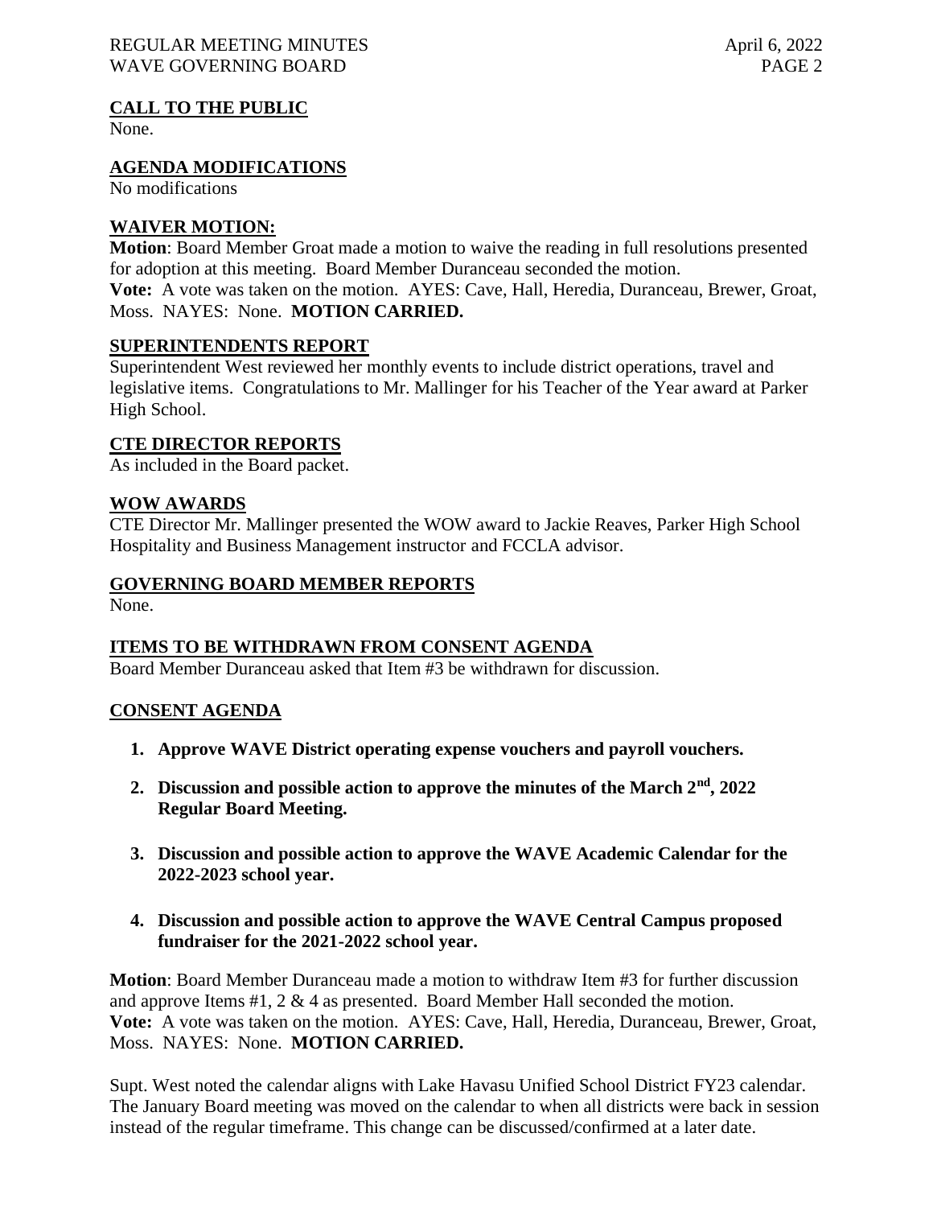## CALL TO THE PUBLIC

None.

## AGENDA MODIFICATIONS

No modifications

## WAIVER MOTION:

**Motion**: Board Member Groat made a motion to waive the reading in full resolutions presented for adoption at this meeting. Board Member Duranceau seconded the motion.
**Vote:** A vote was taken on the motion. AYES: Cave, Hall, Heredia, Duranceau, Brewer, Groat, Moss. NAYES: None. **MOTION CARRIED.**

## SUPERINTENDENTS REPORT

Superintendent West reviewed her monthly events to include district operations, travel and legislative items. Congratulations to Mr. Mallinger for his Teacher of the Year award at Parker High School.

## CTE DIRECTOR REPORTS

As included in the Board packet.

## WOW AWARDS

CTE Director Mr. Mallinger presented the WOW award to Jackie Reaves, Parker High School Hospitality and Business Management instructor and FCCLA advisor.

## GOVERNING BOARD MEMBER REPORTS

None.

## ITEMS TO BE WITHDRAWN FROM CONSENT AGENDA

Board Member Duranceau asked that Item #3 be withdrawn for discussion.

## CONSENT AGENDA

1. **Approve WAVE District operating expense vouchers and payroll vouchers.**
2. **Discussion and possible action to approve the minutes of the March 2nd, 2022 Regular Board Meeting.**
3. **Discussion and possible action to approve the WAVE Academic Calendar for the 2022-2023 school year.**
4. **Discussion and possible action to approve the WAVE Central Campus proposed fundraiser for the 2021-2022 school year.**

**Motion**: Board Member Duranceau made a motion to withdraw Item #3 for further discussion and approve Items #1, 2 & 4 as presented. Board Member Hall seconded the motion.
**Vote:** A vote was taken on the motion. AYES: Cave, Hall, Heredia, Duranceau, Brewer, Groat, Moss. NAYES: None. **MOTION CARRIED.**

Supt. West noted the calendar aligns with Lake Havasu Unified School District FY23 calendar. The January Board meeting was moved on the calendar to when all districts were back in session instead of the regular timeframe. This change can be discussed/confirmed at a later date.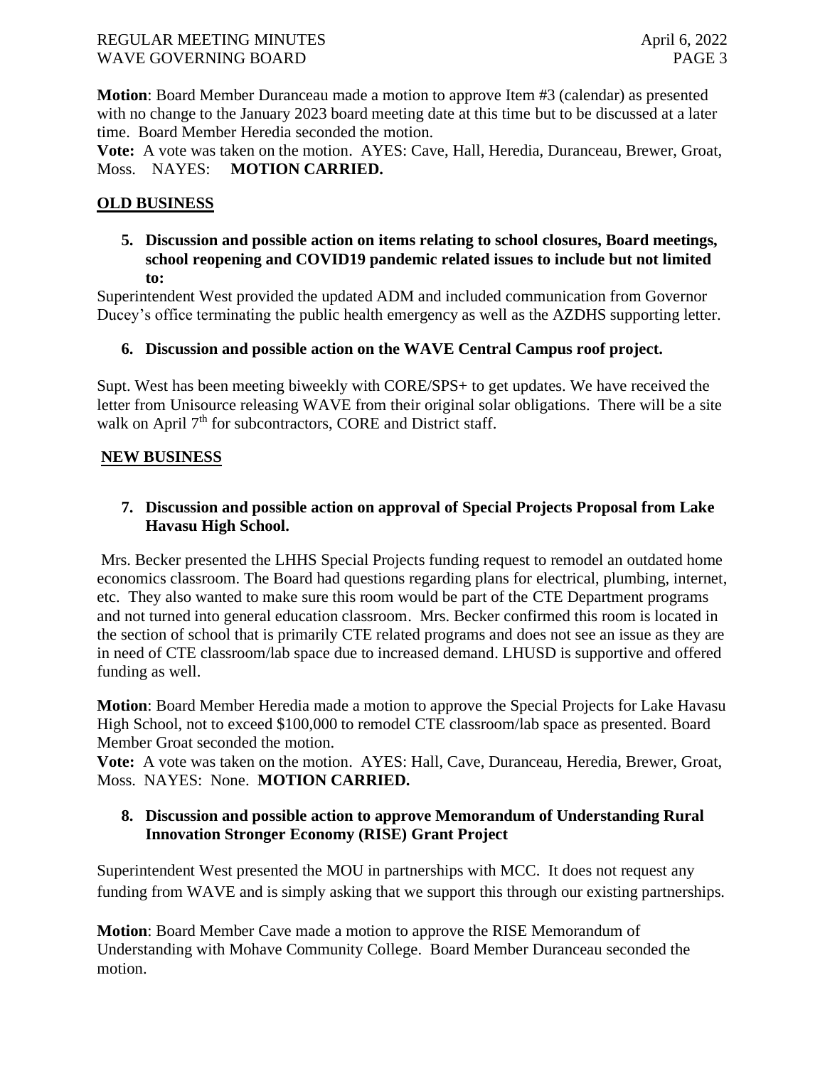**Motion**: Board Member Duranceau made a motion to approve Item #3 (calendar) as presented with no change to the January 2023 board meeting date at this time but to be discussed at a later time. Board Member Heredia seconded the motion.

**Vote:** A vote was taken on the motion. AYES: Cave, Hall, Heredia, Duranceau, Brewer, Groat, Moss. NAYES: **MOTION CARRIED.**

## OLD BUSINESS

**5. Discussion and possible action on items relating to school closures, Board meetings, school reopening and COVID19 pandemic related issues to include but not limited to:**

Superintendent West provided the updated ADM and included communication from Governor Ducey's office terminating the public health emergency as well as the AZDHS supporting letter.

**6. Discussion and possible action on the WAVE Central Campus roof project.**

Supt. West has been meeting biweekly with CORE/SPS+ to get updates. We have received the letter from Unisource releasing WAVE from their original solar obligations. There will be a site walk on April 7th for subcontractors, CORE and District staff.

## NEW BUSINESS

**7. Discussion and possible action on approval of Special Projects Proposal from Lake Havasu High School.**

Mrs. Becker presented the LHHS Special Projects funding request to remodel an outdated home economics classroom. The Board had questions regarding plans for electrical, plumbing, internet, etc. They also wanted to make sure this room would be part of the CTE Department programs and not turned into general education classroom. Mrs. Becker confirmed this room is located in the section of school that is primarily CTE related programs and does not see an issue as they are in need of CTE classroom/lab space due to increased demand. LHUSD is supportive and offered funding as well.

**Motion**: Board Member Heredia made a motion to approve the Special Projects for Lake Havasu High School, not to exceed $100,000 to remodel CTE classroom/lab space as presented. Board Member Groat seconded the motion.

**Vote:** A vote was taken on the motion. AYES: Hall, Cave, Duranceau, Heredia, Brewer, Groat, Moss. NAYES: None. **MOTION CARRIED.**

**8. Discussion and possible action to approve Memorandum of Understanding Rural Innovation Stronger Economy (RISE) Grant Project**

Superintendent West presented the MOU in partnerships with MCC. It does not request any funding from WAVE and is simply asking that we support this through our existing partnerships.

**Motion**: Board Member Cave made a motion to approve the RISE Memorandum of Understanding with Mohave Community College. Board Member Duranceau seconded the motion.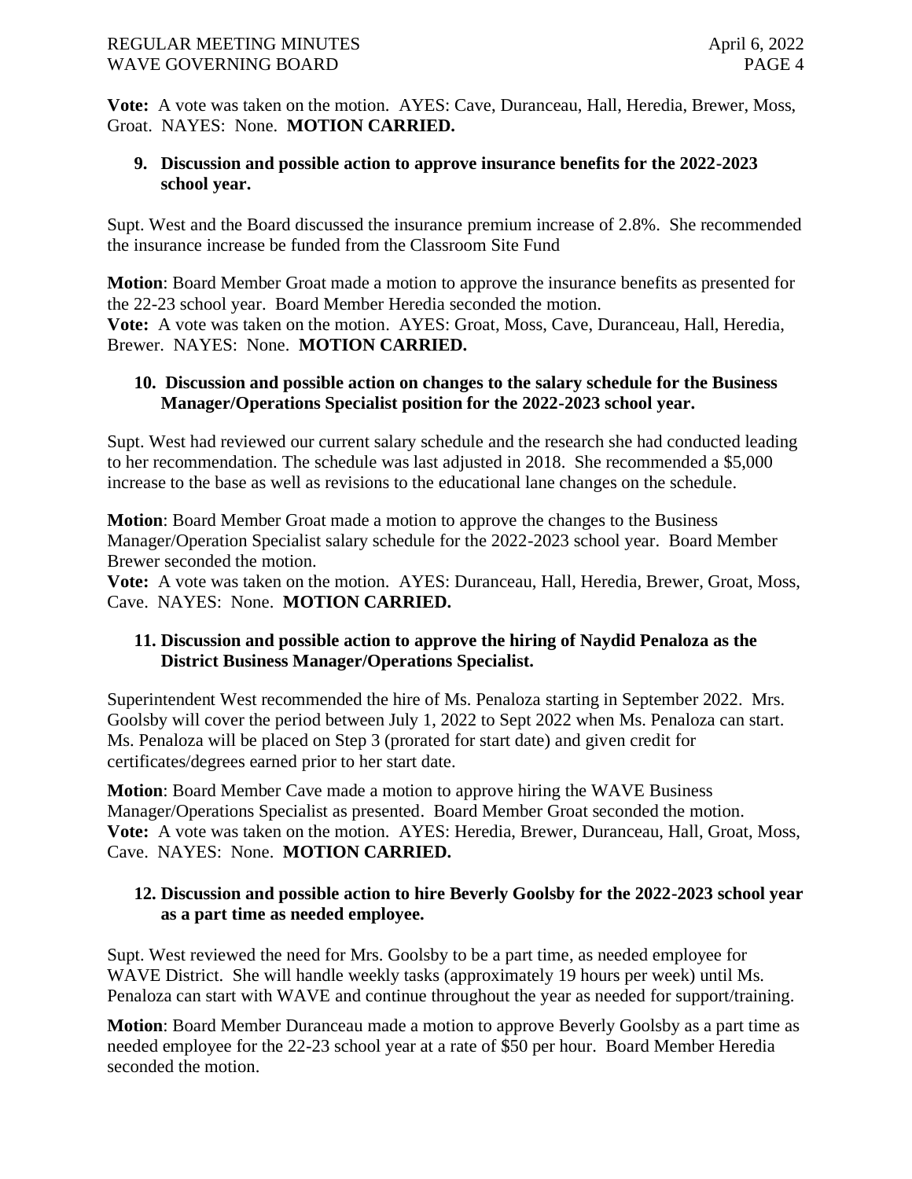**Vote:** A vote was taken on the motion. AYES: Cave, Duranceau, Hall, Heredia, Brewer, Moss, Groat. NAYES: None. **MOTION CARRIED.**

**9. Discussion and possible action to approve insurance benefits for the 2022-2023 school year.**

Supt. West and the Board discussed the insurance premium increase of 2.8%. She recommended the insurance increase be funded from the Classroom Site Fund

**Motion**: Board Member Groat made a motion to approve the insurance benefits as presented for the 22-23 school year. Board Member Heredia seconded the motion.
**Vote:** A vote was taken on the motion. AYES: Groat, Moss, Cave, Duranceau, Hall, Heredia, Brewer. NAYES: None. **MOTION CARRIED.**

**10. Discussion and possible action on changes to the salary schedule for the Business Manager/Operations Specialist position for the 2022-2023 school year.**

Supt. West had reviewed our current salary schedule and the research she had conducted leading to her recommendation. The schedule was last adjusted in 2018. She recommended a $5,000 increase to the base as well as revisions to the educational lane changes on the schedule.

**Motion**: Board Member Groat made a motion to approve the changes to the Business Manager/Operation Specialist salary schedule for the 2022-2023 school year. Board Member Brewer seconded the motion.
**Vote:** A vote was taken on the motion. AYES: Duranceau, Hall, Heredia, Brewer, Groat, Moss, Cave. NAYES: None. **MOTION CARRIED.**

**11. Discussion and possible action to approve the hiring of Naydid Penaloza as the District Business Manager/Operations Specialist.**

Superintendent West recommended the hire of Ms. Penaloza starting in September 2022. Mrs. Goolsby will cover the period between July 1, 2022 to Sept 2022 when Ms. Penaloza can start. Ms. Penaloza will be placed on Step 3 (prorated for start date) and given credit for certificates/degrees earned prior to her start date.

**Motion**: Board Member Cave made a motion to approve hiring the WAVE Business Manager/Operations Specialist as presented. Board Member Groat seconded the motion.
**Vote:** A vote was taken on the motion. AYES: Heredia, Brewer, Duranceau, Hall, Groat, Moss, Cave. NAYES: None. **MOTION CARRIED.**

**12. Discussion and possible action to hire Beverly Goolsby for the 2022-2023 school year as a part time as needed employee.**

Supt. West reviewed the need for Mrs. Goolsby to be a part time, as needed employee for WAVE District. She will handle weekly tasks (approximately 19 hours per week) until Ms. Penaloza can start with WAVE and continue throughout the year as needed for support/training.

**Motion**: Board Member Duranceau made a motion to approve Beverly Goolsby as a part time as needed employee for the 22-23 school year at a rate of $50 per hour. Board Member Heredia seconded the motion.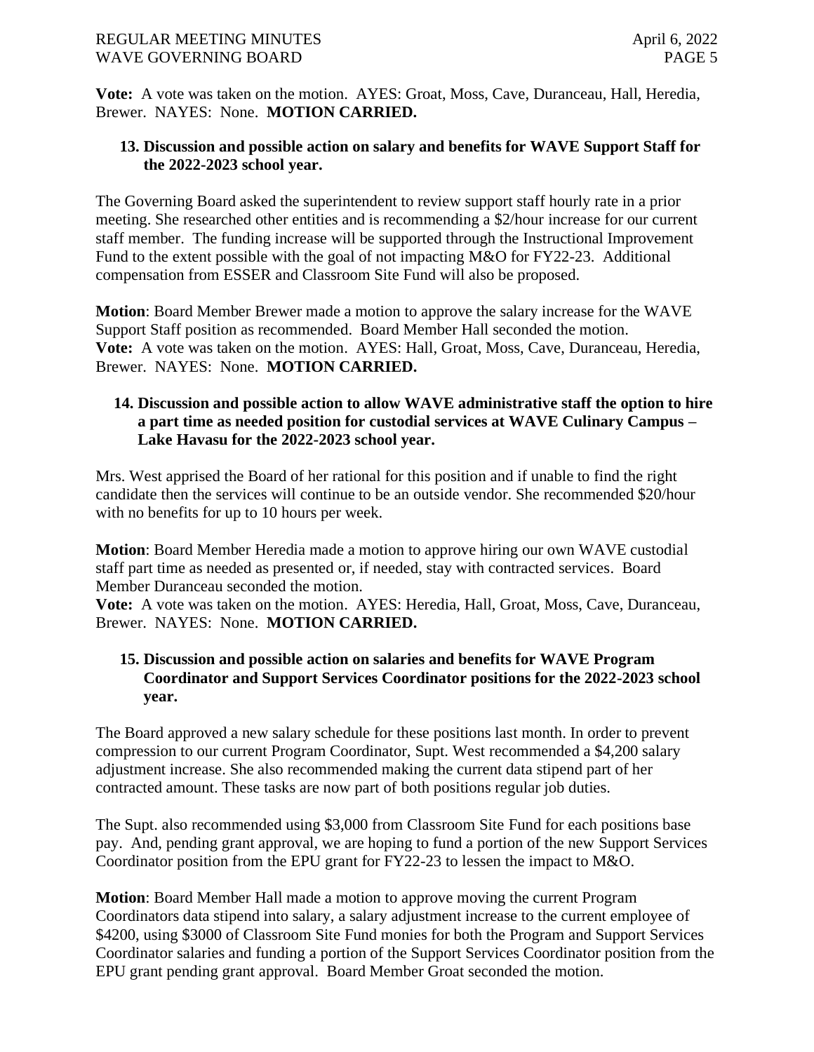**Vote:** A vote was taken on the motion. AYES: Groat, Moss, Cave, Duranceau, Hall, Heredia, Brewer. NAYES: None. **MOTION CARRIED.**

**13. Discussion and possible action on salary and benefits for WAVE Support Staff for the 2022-2023 school year.**

The Governing Board asked the superintendent to review support staff hourly rate in a prior meeting. She researched other entities and is recommending a $2/hour increase for our current staff member. The funding increase will be supported through the Instructional Improvement Fund to the extent possible with the goal of not impacting M&O for FY22-23. Additional compensation from ESSER and Classroom Site Fund will also be proposed.

**Motion**: Board Member Brewer made a motion to approve the salary increase for the WAVE Support Staff position as recommended. Board Member Hall seconded the motion.
**Vote:** A vote was taken on the motion. AYES: Hall, Groat, Moss, Cave, Duranceau, Heredia, Brewer. NAYES: None. **MOTION CARRIED.**

**14. Discussion and possible action to allow WAVE administrative staff the option to hire a part time as needed position for custodial services at WAVE Culinary Campus – Lake Havasu for the 2022-2023 school year.**

Mrs. West apprised the Board of her rational for this position and if unable to find the right candidate then the services will continue to be an outside vendor. She recommended $20/hour with no benefits for up to 10 hours per week.

**Motion**: Board Member Heredia made a motion to approve hiring our own WAVE custodial staff part time as needed as presented or, if needed, stay with contracted services. Board Member Duranceau seconded the motion.
**Vote:** A vote was taken on the motion. AYES: Heredia, Hall, Groat, Moss, Cave, Duranceau, Brewer. NAYES: None. **MOTION CARRIED.**

**15. Discussion and possible action on salaries and benefits for WAVE Program Coordinator and Support Services Coordinator positions for the 2022-2023 school year.**

The Board approved a new salary schedule for these positions last month. In order to prevent compression to our current Program Coordinator, Supt. West recommended a $4,200 salary adjustment increase. She also recommended making the current data stipend part of her contracted amount. These tasks are now part of both positions regular job duties.

The Supt. also recommended using $3,000 from Classroom Site Fund for each positions base pay. And, pending grant approval, we are hoping to fund a portion of the new Support Services Coordinator position from the EPU grant for FY22-23 to lessen the impact to M&O.

**Motion**: Board Member Hall made a motion to approve moving the current Program Coordinators data stipend into salary, a salary adjustment increase to the current employee of $4200, using $3000 of Classroom Site Fund monies for both the Program and Support Services Coordinator salaries and funding a portion of the Support Services Coordinator position from the EPU grant pending grant approval. Board Member Groat seconded the motion.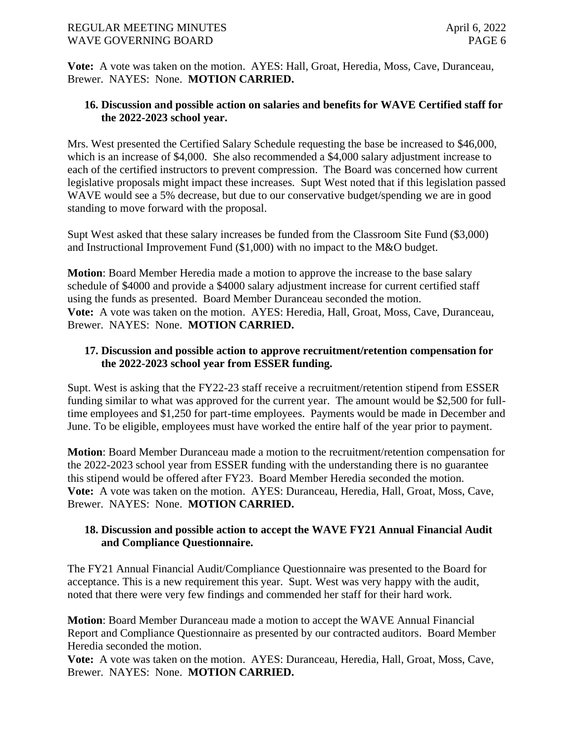**Vote:** A vote was taken on the motion. AYES: Hall, Groat, Heredia, Moss, Cave, Duranceau, Brewer. NAYES: None. **MOTION CARRIED.**

**16. Discussion and possible action on salaries and benefits for WAVE Certified staff for the 2022-2023 school year.**

Mrs. West presented the Certified Salary Schedule requesting the base be increased to $46,000, which is an increase of $4,000. She also recommended a $4,000 salary adjustment increase to each of the certified instructors to prevent compression. The Board was concerned how current legislative proposals might impact these increases. Supt West noted that if this legislation passed WAVE would see a 5% decrease, but due to our conservative budget/spending we are in good standing to move forward with the proposal.

Supt West asked that these salary increases be funded from the Classroom Site Fund ($3,000) and Instructional Improvement Fund ($1,000) with no impact to the M&O budget.

**Motion**: Board Member Heredia made a motion to approve the increase to the base salary schedule of $4000 and provide a $4000 salary adjustment increase for current certified staff using the funds as presented. Board Member Duranceau seconded the motion.
**Vote:** A vote was taken on the motion. AYES: Heredia, Hall, Groat, Moss, Cave, Duranceau, Brewer. NAYES: None. **MOTION CARRIED.**

**17. Discussion and possible action to approve recruitment/retention compensation for the 2022-2023 school year from ESSER funding.**

Supt. West is asking that the FY22-23 staff receive a recruitment/retention stipend from ESSER funding similar to what was approved for the current year. The amount would be $2,500 for full-time employees and $1,250 for part-time employees. Payments would be made in December and June. To be eligible, employees must have worked the entire half of the year prior to payment.

**Motion**: Board Member Duranceau made a motion to the recruitment/retention compensation for the 2022-2023 school year from ESSER funding with the understanding there is no guarantee this stipend would be offered after FY23. Board Member Heredia seconded the motion.
**Vote:** A vote was taken on the motion. AYES: Duranceau, Heredia, Hall, Groat, Moss, Cave, Brewer. NAYES: None. **MOTION CARRIED.**

**18. Discussion and possible action to accept the WAVE FY21 Annual Financial Audit and Compliance Questionnaire.**

The FY21 Annual Financial Audit/Compliance Questionnaire was presented to the Board for acceptance. This is a new requirement this year. Supt. West was very happy with the audit, noted that there were very few findings and commended her staff for their hard work.

**Motion**: Board Member Duranceau made a motion to accept the WAVE Annual Financial Report and Compliance Questionnaire as presented by our contracted auditors. Board Member Heredia seconded the motion.
**Vote:** A vote was taken on the motion. AYES: Duranceau, Heredia, Hall, Groat, Moss, Cave, Brewer. NAYES: None. **MOTION CARRIED.**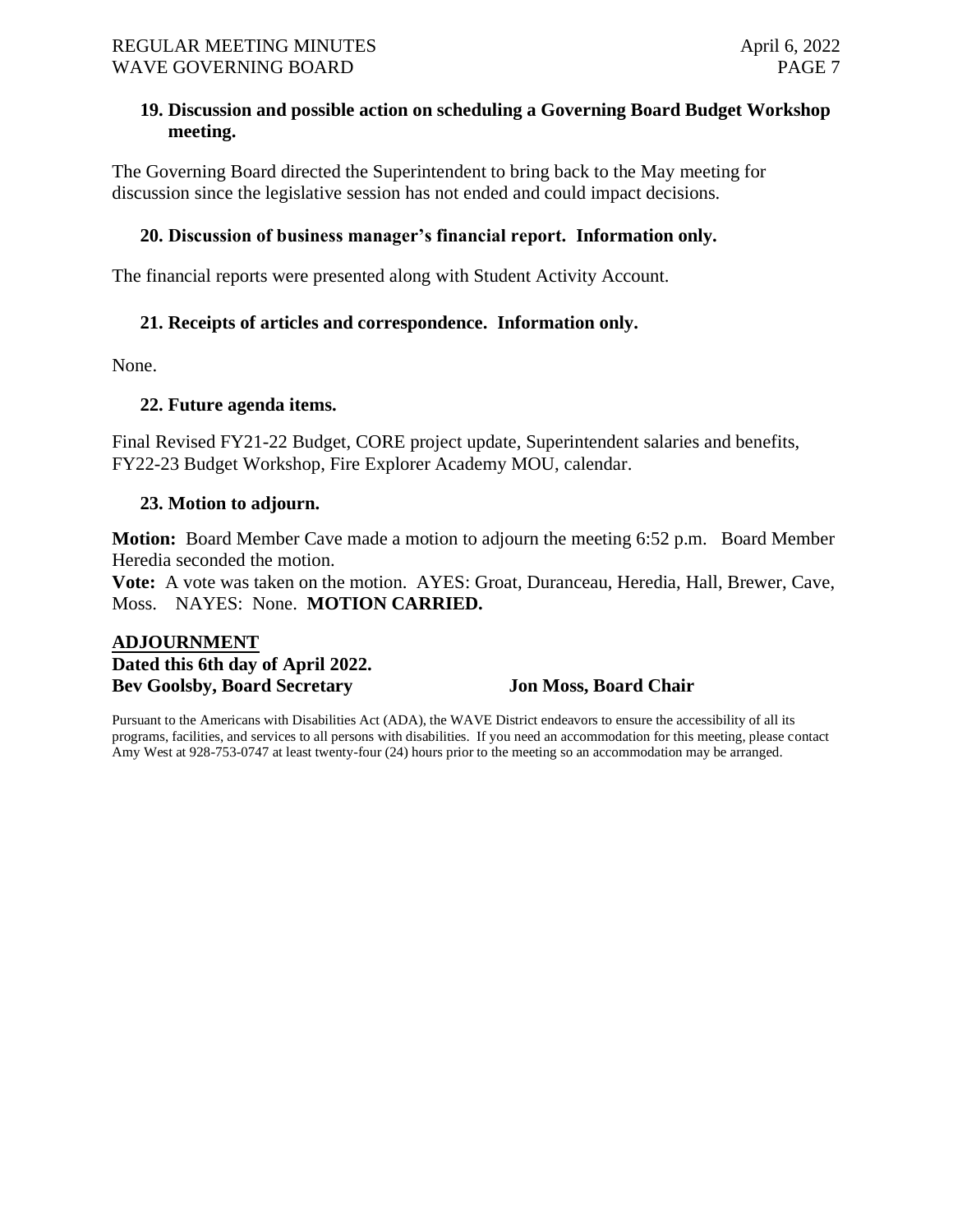### 19. Discussion and possible action on scheduling a Governing Board Budget Workshop meeting.

The Governing Board directed the Superintendent to bring back to the May meeting for discussion since the legislative session has not ended and could impact decisions.

### 20. Discussion of business manager's financial report. Information only.

The financial reports were presented along with Student Activity Account.

### 21. Receipts of articles and correspondence. Information only.

None.

### 22. Future agenda items.

Final Revised FY21-22 Budget, CORE project update, Superintendent salaries and benefits, FY22-23 Budget Workshop, Fire Explorer Academy MOU, calendar.

### 23. Motion to adjourn.

**Motion:** Board Member Cave made a motion to adjourn the meeting 6:52 p.m. Board Member Heredia seconded the motion.

**Vote:** A vote was taken on the motion. AYES: Groat, Duranceau, Heredia, Hall, Brewer, Cave, Moss. NAYES: None. **MOTION CARRIED.**

**ADJOURNMENT**

**Dated this 6th day of April 2022.**

**Bev Goolsby, Board Secretary** **Jon Moss, Board Chair**

Pursuant to the Americans with Disabilities Act (ADA), the WAVE District endeavors to ensure the accessibility of all its programs, facilities, and services to all persons with disabilities. If you need an accommodation for this meeting, please contact Amy West at 928-753-0747 at least twenty-four (24) hours prior to the meeting so an accommodation may be arranged.